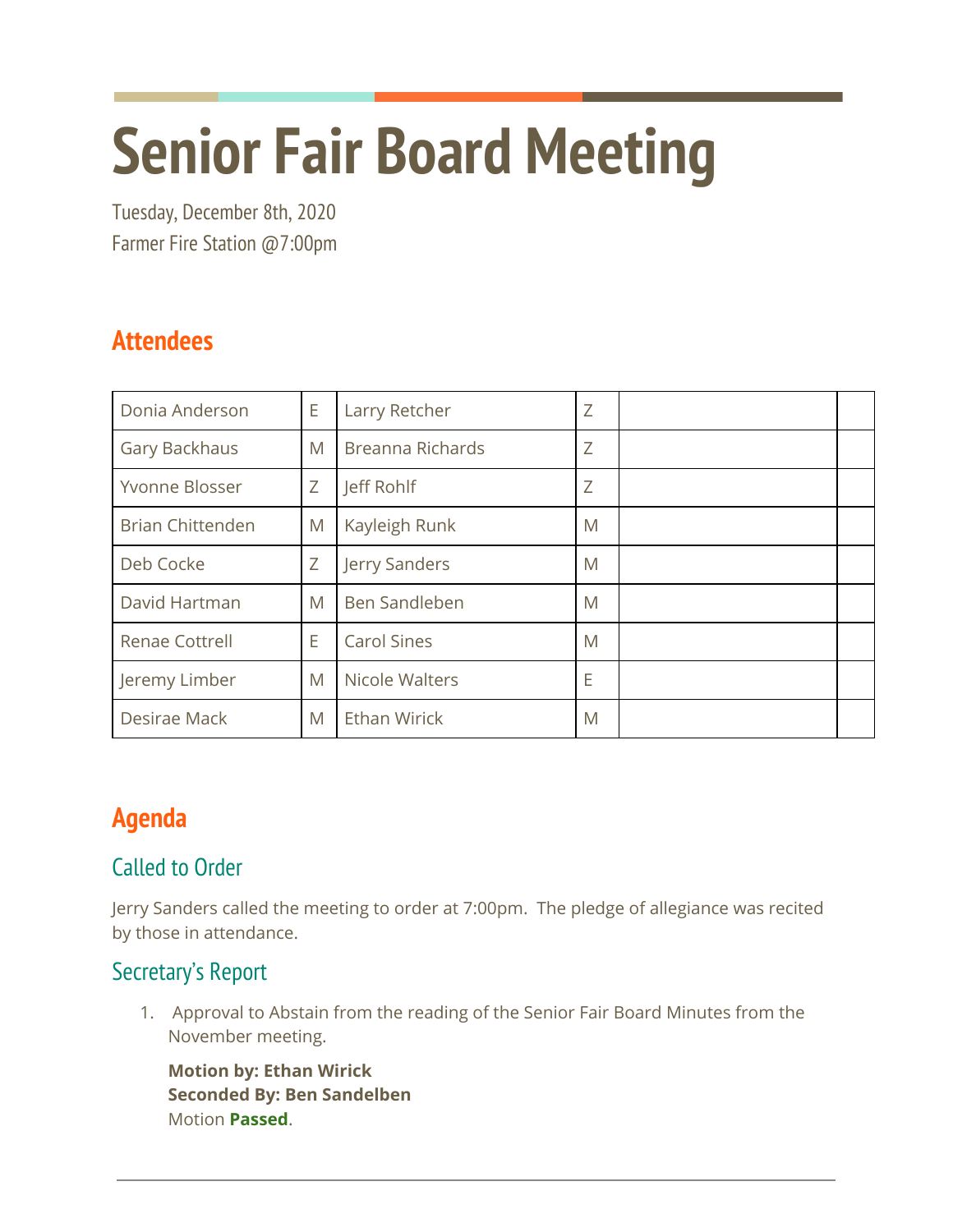# Senior Fair Board Meeting

Tuesday, December 8th, 2020
Farmer Fire Station @7:00pm

## Attendees

| | | | | | |
|---|---|---|---|---|---|
| Donia Anderson | E | Larry Retcher | Z | | |
| Gary Backhaus | M | Breanna Richards | Z | | |
| Yvonne Blosser | Z | Jeff Rohlf | Z | | |
| Brian Chittenden | M | Kayleigh Runk | M | | |
| Deb Cocke | Z | Jerry Sanders | M | | |
| David Hartman | M | Ben Sandleben | M | | |
| Renae Cottrell | E | Carol Sines | M | | |
| Jeremy Limber | M | Nicole Walters | E | | |
| Desirae Mack | M | Ethan Wirick | M | | |

## Agenda

### Called to Order

Jerry Sanders called the meeting to order at 7:00pm. The pledge of allegiance was recited by those in attendance.

### Secretary's Report

1. Approval to Abstain from the reading of the Senior Fair Board Minutes from the November meeting.

   **Motion by: Ethan Wirick**
   **Seconded By: Ben Sandelben**
   Motion **Passed**.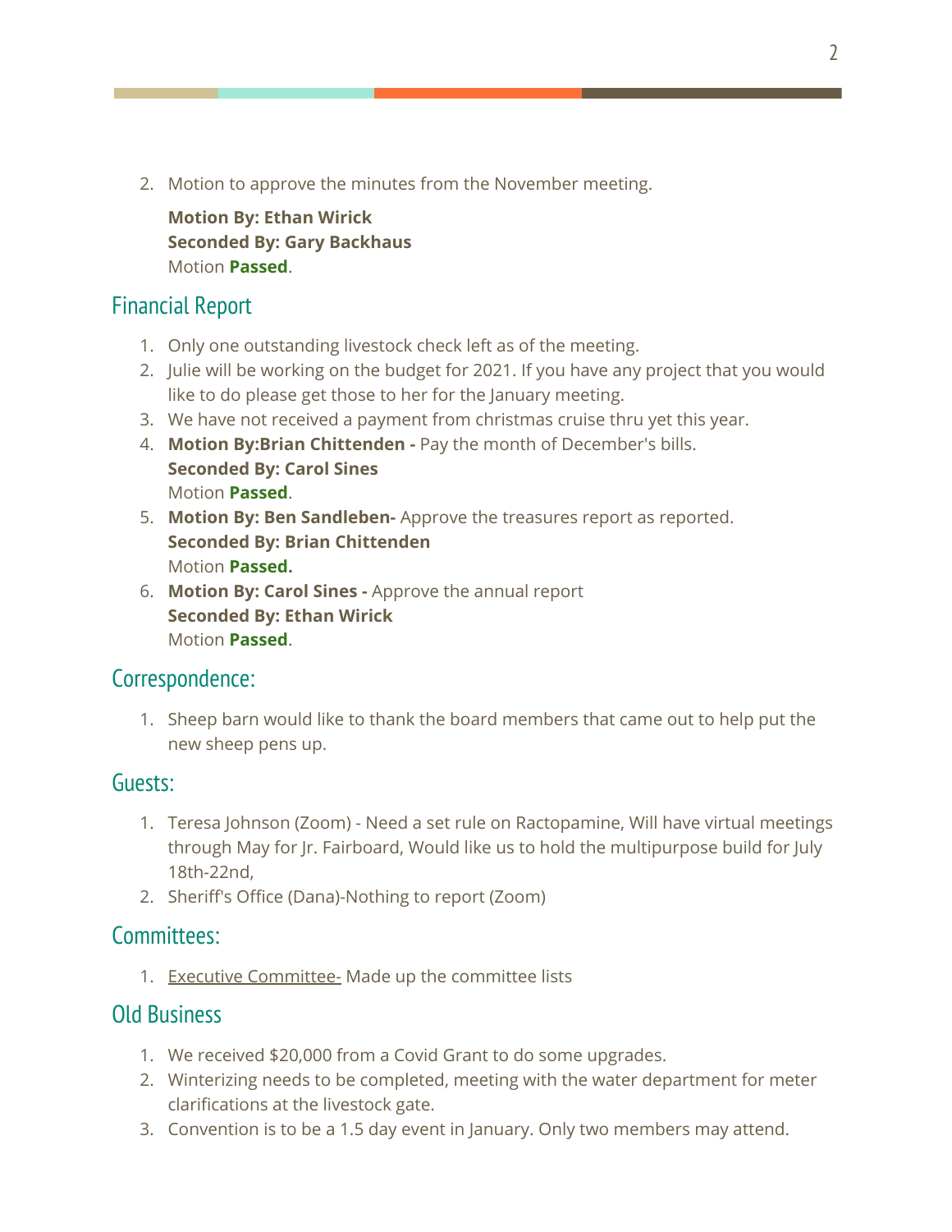2. Motion to approve the minutes from the November meeting.

   **Motion By: Ethan Wirick**
   **Seconded By: Gary Backhaus**
   Motion **Passed**.

## Financial Report

1. Only one outstanding livestock check left as of the meeting.
2. Julie will be working on the budget for 2021. If you have any project that you would like to do please get those to her for the January meeting.
3. We have not received a payment from christmas cruise thru yet this year.
4. **Motion By:Brian Chittenden -** Pay the month of December's bills.
   **Seconded By: Carol Sines**
   Motion **Passed**.
5. **Motion By: Ben Sandleben-** Approve the treasures report as reported.
   **Seconded By: Brian Chittenden**
   Motion **Passed.**
6. **Motion By: Carol Sines -** Approve the annual report
   **Seconded By: Ethan Wirick**
   Motion **Passed**.

## Correspondence:

1. Sheep barn would like to thank the board members that came out to help put the new sheep pens up.

## Guests:

1. Teresa Johnson (Zoom) - Need a set rule on Ractopamine, Will have virtual meetings through May for Jr. Fairboard, Would like us to hold the multipurpose build for July 18th-22nd,
2. Sheriff's Office (Dana)-Nothing to report (Zoom)

## Committees:

1. Executive Committee- Made up the committee lists

## Old Business

1. We received $20,000 from a Covid Grant to do some upgrades.
2. Winterizing needs to be completed, meeting with the water department for meter clarifications at the livestock gate.
3. Convention is to be a 1.5 day event in January. Only two members may attend.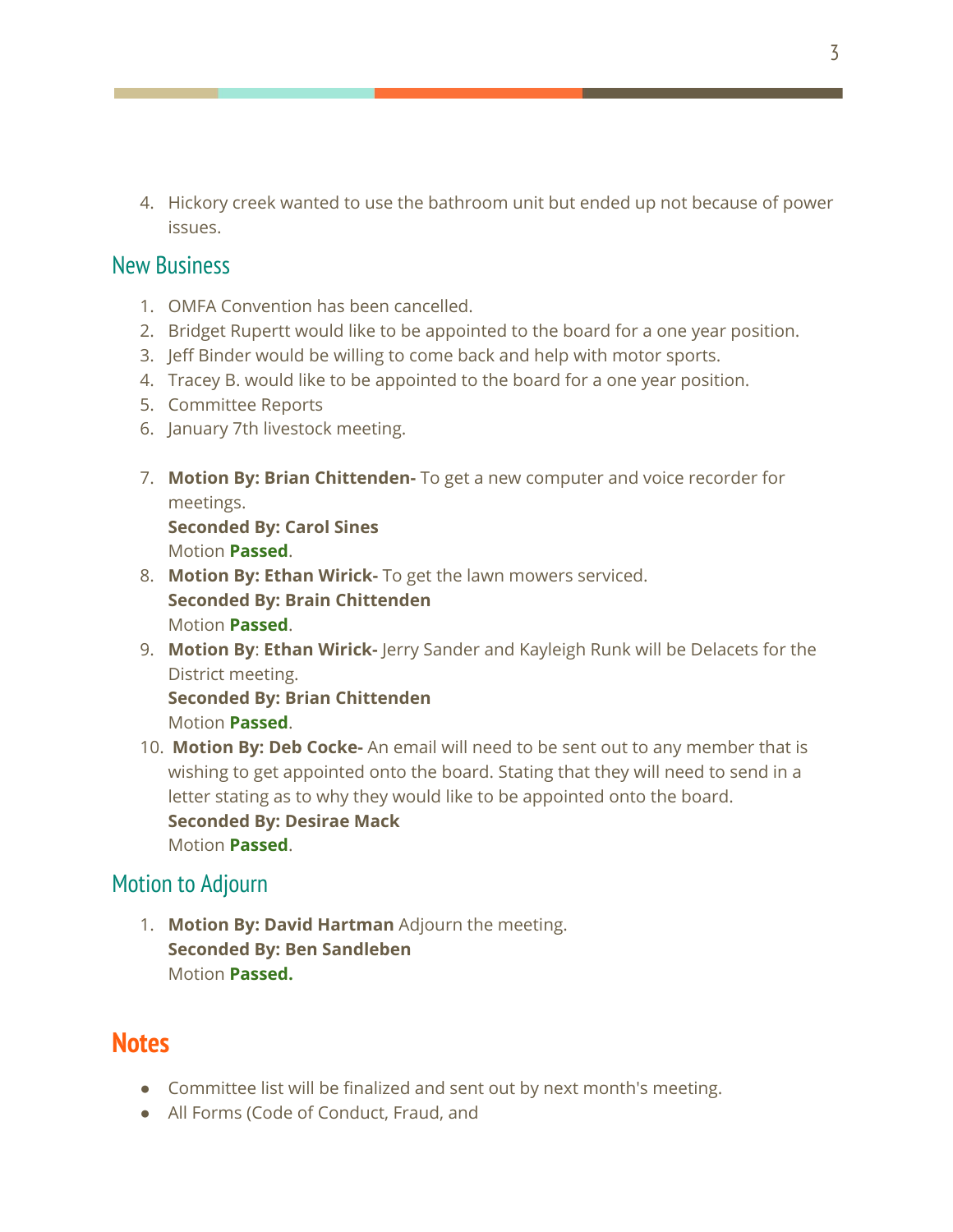4. Hickory creek wanted to use the bathroom unit but ended up not because of power issues.

## New Business

1. OMFA Convention has been cancelled.
2. Bridget Rupertt would like to be appointed to the board for a one year position.
3. Jeff Binder would be willing to come back and help with motor sports.
4. Tracey B. would like to be appointed to the board for a one year position.
5. Committee Reports
6. January 7th livestock meeting.

7. **Motion By: Brian Chittenden-** To get a new computer and voice recorder for meetings.
   **Seconded By: Carol Sines**
   Motion **Passed**.
8. **Motion By: Ethan Wirick-** To get the lawn mowers serviced.
   **Seconded By: Brain Chittenden**
   Motion **Passed**.
9. **Motion By**: **Ethan Wirick-** Jerry Sander and Kayleigh Runk will be Delacets for the District meeting.
   **Seconded By: Brian Chittenden**
   Motion **Passed**.
10. **Motion By: Deb Cocke-** An email will need to be sent out to any member that is wishing to get appointed onto the board. Stating that they will need to send in a letter stating as to why they would like to be appointed onto the board.
    **Seconded By: Desirae Mack**
    Motion **Passed**.

## Motion to Adjourn

1. **Motion By: David Hartman** Adjourn the meeting.
   **Seconded By: Ben Sandleben**
   Motion **Passed.**

# Notes

- Committee list will be finalized and sent out by next month's meeting.
- All Forms (Code of Conduct, Fraud, and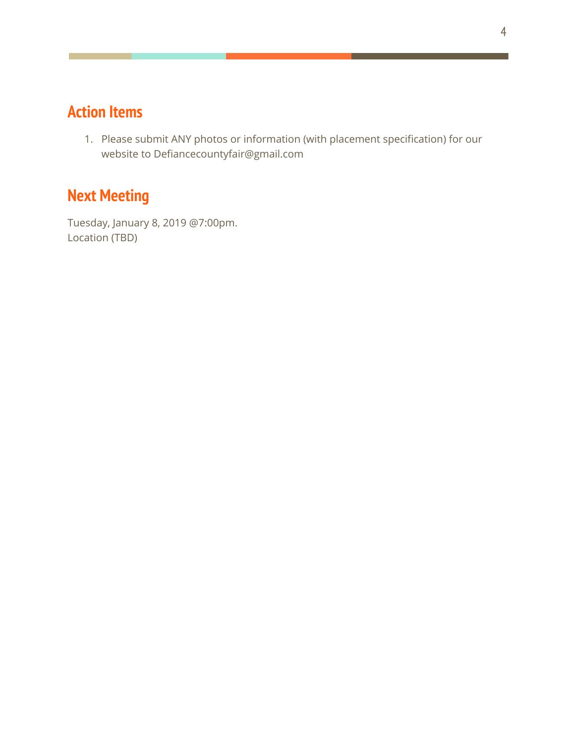## Action Items

1. Please submit ANY photos or information (with placement specification) for our website to Defiancecountyfair@gmail.com

## Next Meeting

Tuesday, January 8, 2019 @7:00pm.
Location (TBD)